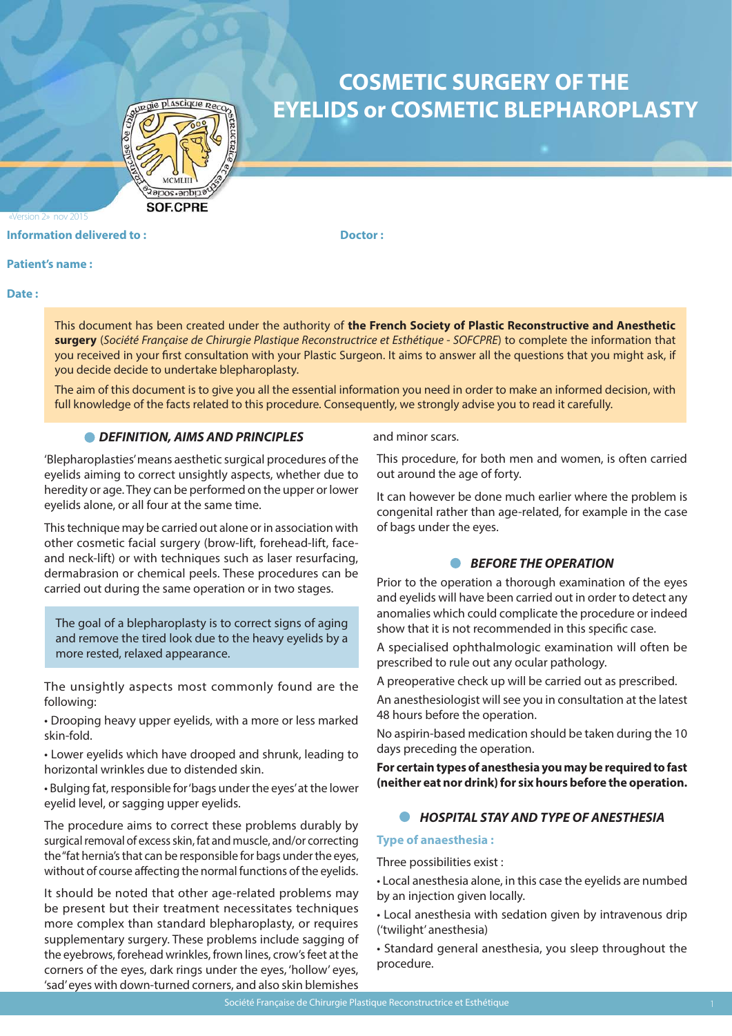# COSMETIC SURGERY OF THE EYELIDS or COSMETIC BLEPHAROPLASTY

SOF.CPRE

«Version 2» nov 2015

**Information delivered to :**

**Doctor :**

**Patient's name :**

**Date :**

This document has been created under the authority of **the French Society of Plastic Reconstructive and Anesthetic surgery** (*Société Française de Chirurgie Plastique Reconstructrice et Esthétique - SOFCPRE*) to complete the information that you received in your first consultation with your Plastic Surgeon. It aims to answer all the questions that you might ask, if you decide decide to undertake blepharoplasty.

The aim of this document is to give you all the essential information you need in order to make an informed decision, with full knowledge of the facts related to this procedure. Consequently, we strongly advise you to read it carefully.

## DEFINITION, AIMS AND PRINCIPLES

'Blepharoplasties' means aesthetic surgical procedures of the eyelids aiming to correct unsightly aspects, whether due to heredity or age. They can be performed on the upper or lower eyelids alone, or all four at the same time.

This technique may be carried out alone or in association with other cosmetic facial surgery (brow-lift, forehead-lift, face- and neck-lift) or with techniques such as laser resurfacing, dermabrasion or chemical peels. These procedures can be carried out during the same operation or in two stages.

The goal of a blepharoplasty is to correct signs of aging and remove the tired look due to the heavy eyelids by a more rested, relaxed appearance.

The unsightly aspects most commonly found are the following:

- Drooping heavy upper eyelids, with a more or less marked skin-fold.
- Lower eyelids which have drooped and shrunk, leading to horizontal wrinkles due to distended skin.
- Bulging fat, responsible for 'bags under the eyes' at the lower eyelid level, or sagging upper eyelids.

The procedure aims to correct these problems durably by surgical removal of excess skin, fat and muscle, and/or correcting the "fat hernia's that can be responsible for bags under the eyes, without of course affecting the normal functions of the eyelids.

It should be noted that other age-related problems may be present but their treatment necessitates techniques more complex than standard blepharoplasty, or requires supplementary surgery. These problems include sagging of the eyebrows, forehead wrinkles, frown lines, crow's feet at the corners of the eyes, dark rings under the eyes, 'hollow' eyes, 'sad' eyes with down-turned corners, and also skin blemishes and minor scars.

This procedure, for both men and women, is often carried out around the age of forty.

It can however be done much earlier where the problem is congenital rather than age-related, for example in the case of bags under the eyes.

## BEFORE THE OPERATION

Prior to the operation a thorough examination of the eyes and eyelids will have been carried out in order to detect any anomalies which could complicate the procedure or indeed show that it is not recommended in this specific case.

A specialised ophthalmologic examination will often be prescribed to rule out any ocular pathology.

A preoperative check up will be carried out as prescribed.

An anesthesiologist will see you in consultation at the latest 48 hours before the operation.

No aspirin-based medication should be taken during the 10 days preceding the operation.

**For certain types of anesthesia you may be required to fast (neither eat nor drink) for six hours before the operation.**

## HOSPITAL STAY AND TYPE OF ANESTHESIA

### Type of anaesthesia :

Three possibilities exist :

- Local anesthesia alone, in this case the eyelids are numbed by an injection given locally.
- Local anesthesia with sedation given by intravenous drip ('twilight' anesthesia)
- Standard general anesthesia, you sleep throughout the procedure.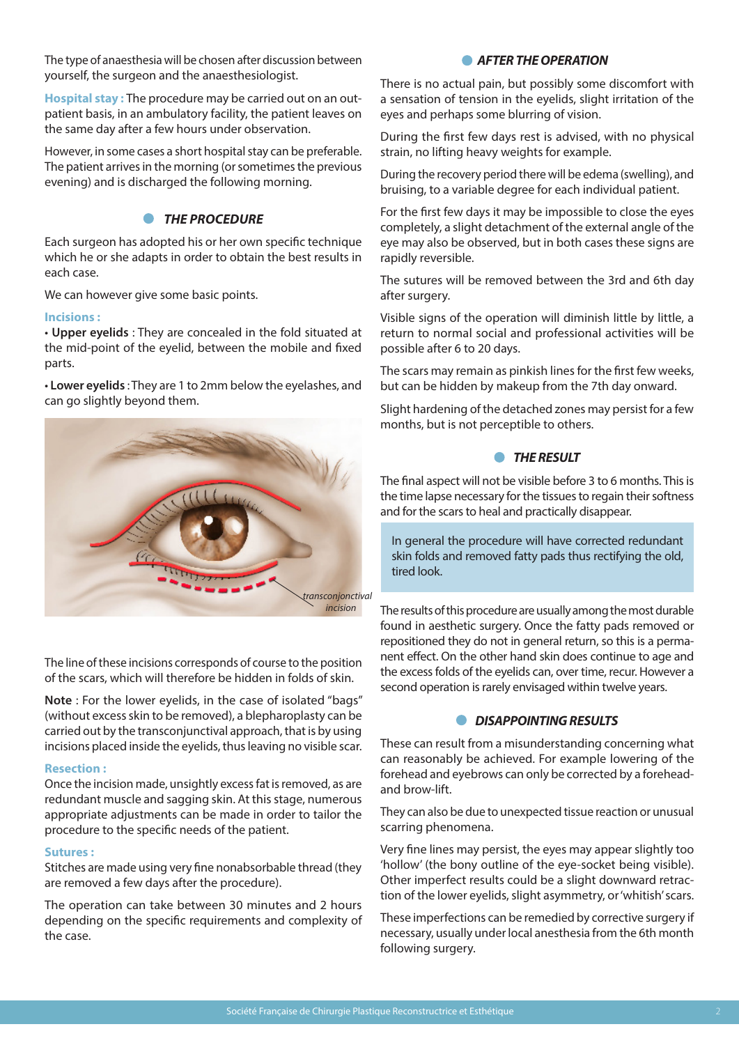The type of anaesthesia will be chosen after discussion between yourself, the surgeon and the anaesthesiologist.

**Hospital stay :** The procedure may be carried out on an out-patient basis, in an ambulatory facility, the patient leaves on the same day after a few hours under observation.

However, in some cases a short hospital stay can be preferable. The patient arrives in the morning (or sometimes the previous evening) and is discharged the following morning.

## THE PROCEDURE

Each surgeon has adopted his or her own specific technique which he or she adapts in order to obtain the best results in each case.

We can however give some basic points.

**Incisions :**

- **Upper eyelids** : They are concealed in the fold situated at the mid-point of the eyelid, between the mobile and fixed parts.
- **Lower eyelids** : They are 1 to 2mm below the eyelashes, and can go slightly beyond them.

*transconjonctival incision*

The line of these incisions corresponds of course to the position of the scars, which will therefore be hidden in folds of skin.

**Note** : For the lower eyelids, in the case of isolated "bags" (without excess skin to be removed), a blepharoplasty can be carried out by the transconjunctival approach, that is by using incisions placed inside the eyelids, thus leaving no visible scar.

**Resection :**

Once the incision made, unsightly excess fat is removed, as are redundant muscle and sagging skin. At this stage, numerous appropriate adjustments can be made in order to tailor the procedure to the specific needs of the patient.

**Sutures :**

Stitches are made using very fine nonabsorbable thread (they are removed a few days after the procedure).

The operation can take between 30 minutes and 2 hours depending on the specific requirements and complexity of the case.

## AFTER THE OPERATION

There is no actual pain, but possibly some discomfort with a sensation of tension in the eyelids, slight irritation of the eyes and perhaps some blurring of vision.

During the first few days rest is advised, with no physical strain, no lifting heavy weights for example.

During the recovery period there will be edema (swelling), and bruising, to a variable degree for each individual patient.

For the first few days it may be impossible to close the eyes completely, a slight detachment of the external angle of the eye may also be observed, but in both cases these signs are rapidly reversible.

The sutures will be removed between the 3rd and 6th day after surgery.

Visible signs of the operation will diminish little by little, a return to normal social and professional activities will be possible after 6 to 20 days.

The scars may remain as pinkish lines for the first few weeks, but can be hidden by makeup from the 7th day onward.

Slight hardening of the detached zones may persist for a few months, but is not perceptible to others.

## THE RESULT

The final aspect will not be visible before 3 to 6 months. This is the time lapse necessary for the tissues to regain their softness and for the scars to heal and practically disappear.

In general the procedure will have corrected redundant skin folds and removed fatty pads thus rectifying the old, tired look.

The results of this procedure are usually among the most durable found in aesthetic surgery. Once the fatty pads removed or repositioned they do not in general return, so this is a permanent effect. On the other hand skin does continue to age and the excess folds of the eyelids can, over time, recur. However a second operation is rarely envisaged within twelve years.

## DISAPPOINTING RESULTS

These can result from a misunderstanding concerning what can reasonably be achieved. For example lowering of the forehead and eyebrows can only be corrected by a forehead-and brow-lift.

They can also be due to unexpected tissue reaction or unusual scarring phenomena.

Very fine lines may persist, the eyes may appear slightly too 'hollow' (the bony outline of the eye-socket being visible). Other imperfect results could be a slight downward retraction of the lower eyelids, slight asymmetry, or 'whitish' scars.

These imperfections can be remedied by corrective surgery if necessary, usually under local anesthesia from the 6th month following surgery.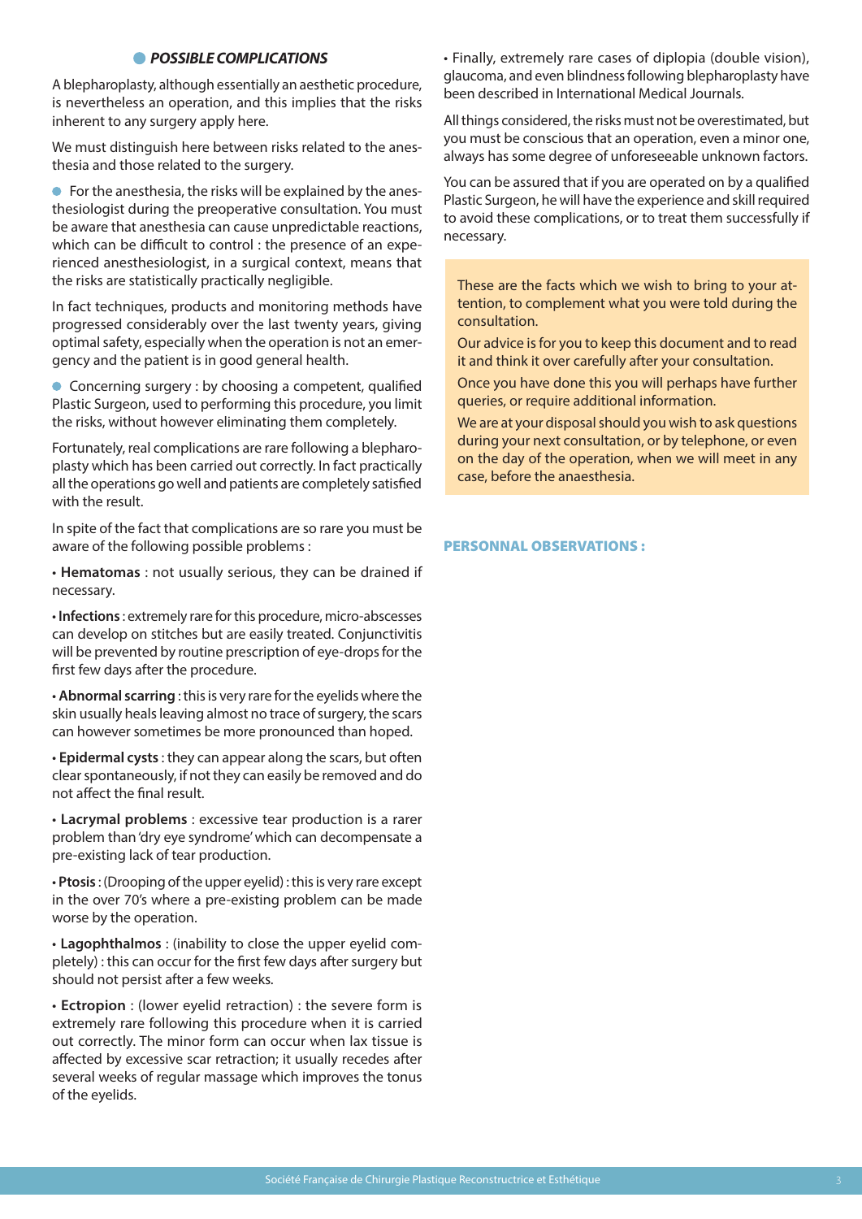## POSSIBLE COMPLICATIONS

A blepharoplasty, although essentially an aesthetic procedure, is nevertheless an operation, and this implies that the risks inherent to any surgery apply here.

We must distinguish here between risks related to the anesthesia and those related to the surgery.

- For the anesthesia, the risks will be explained by the anesthesiologist during the preoperative consultation. You must be aware that anesthesia can cause unpredictable reactions, which can be difficult to control : the presence of an experienced anesthesiologist, in a surgical context, means that the risks are statistically practically negligible.

In fact techniques, products and monitoring methods have progressed considerably over the last twenty years, giving optimal safety, especially when the operation is not an emergency and the patient is in good general health.

- Concerning surgery : by choosing a competent, qualified Plastic Surgeon, used to performing this procedure, you limit the risks, without however eliminating them completely.

Fortunately, real complications are rare following a blepharoplasty which has been carried out correctly. In fact practically all the operations go well and patients are completely satisfied with the result.

In spite of the fact that complications are so rare you must be aware of the following possible problems :

• **Hematomas** : not usually serious, they can be drained if necessary.

• **Infections** : extremely rare for this procedure, micro-abscesses can develop on stitches but are easily treated. Conjunctivitis will be prevented by routine prescription of eye-drops for the first few days after the procedure.

• **Abnormal scarring** : this is very rare for the eyelids where the skin usually heals leaving almost no trace of surgery, the scars can however sometimes be more pronounced than hoped.

• **Epidermal cysts** : they can appear along the scars, but often clear spontaneously, if not they can easily be removed and do not affect the final result.

• **Lacrymal problems** : excessive tear production is a rarer problem than 'dry eye syndrome' which can decompensate a pre-existing lack of tear production.

• **Ptosis** : (Drooping of the upper eyelid) : this is very rare except in the over 70's where a pre-existing problem can be made worse by the operation.

• **Lagophthalmos** : (inability to close the upper eyelid completely) : this can occur for the first few days after surgery but should not persist after a few weeks.

• **Ectropion** : (lower eyelid retraction) : the severe form is extremely rare following this procedure when it is carried out correctly. The minor form can occur when lax tissue is affected by excessive scar retraction; it usually recedes after several weeks of regular massage which improves the tonus of the eyelids.

• Finally, extremely rare cases of diplopia (double vision), glaucoma, and even blindness following blepharoplasty have been described in International Medical Journals.

All things considered, the risks must not be overestimated, but you must be conscious that an operation, even a minor one, always has some degree of unforeseeable unknown factors.

You can be assured that if you are operated on by a qualified Plastic Surgeon, he will have the experience and skill required to avoid these complications, or to treat them successfully if necessary.

These are the facts which we wish to bring to your attention, to complement what you were told during the consultation.

Our advice is for you to keep this document and to read it and think it over carefully after your consultation.

Once you have done this you will perhaps have further queries, or require additional information.

We are at your disposal should you wish to ask questions during your next consultation, or by telephone, or even on the day of the operation, when we will meet in any case, before the anaesthesia.

**PERSONNAL OBSERVATIONS :**